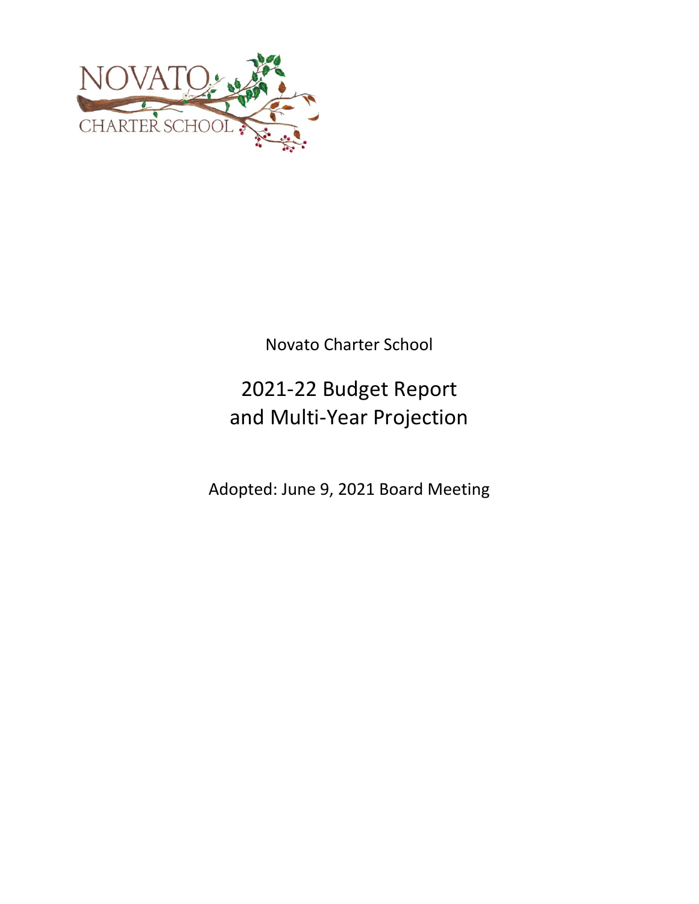NOVATO CHARTER SCHOOL

Novato Charter School

# 2021-22 Budget Report and Multi-Year Projection

Adopted: June 9, 2021 Board Meeting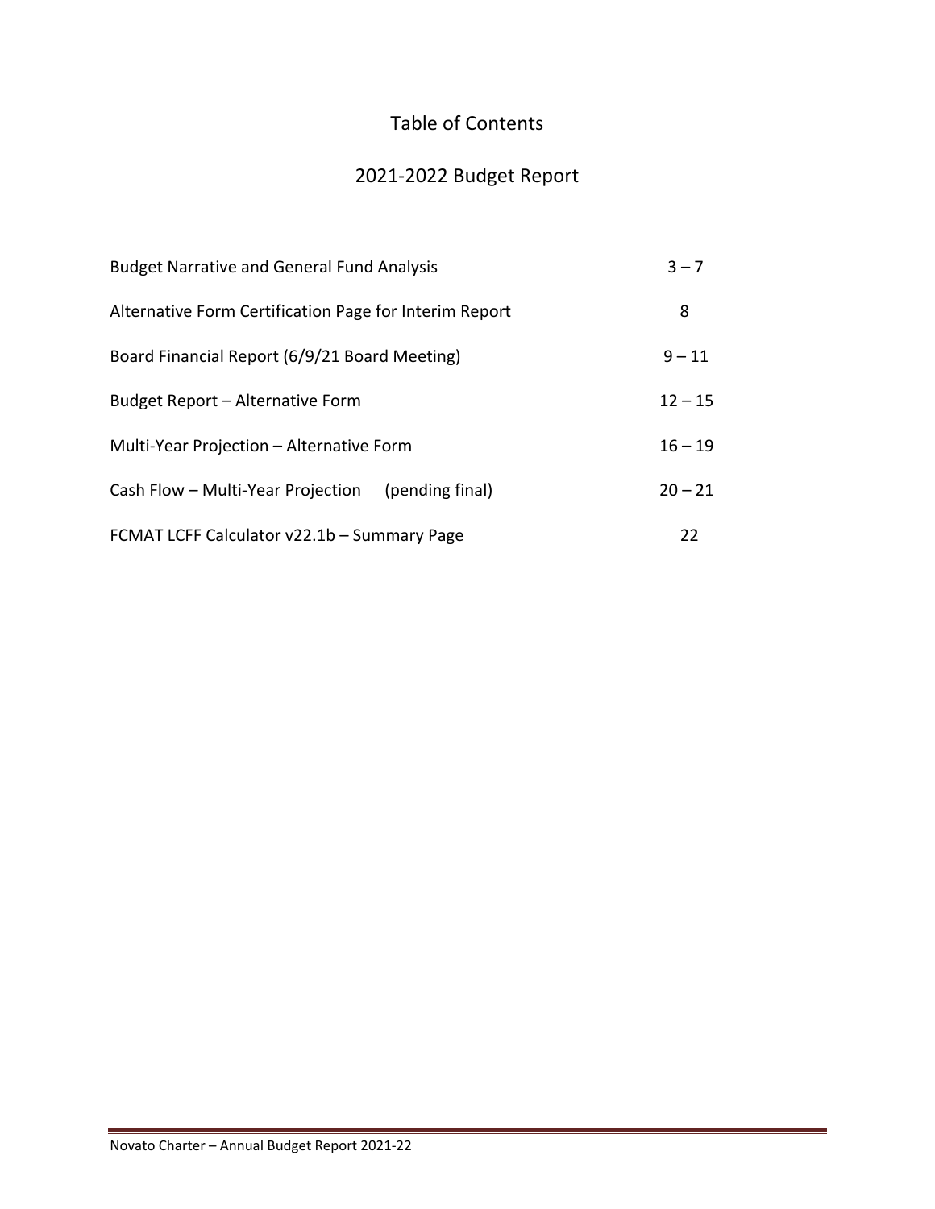# Table of Contents

## 2021-2022 Budget Report

| | |
|---|---|
| Budget Narrative and General Fund Analysis | 3 – 7 |
| Alternative Form Certification Page for Interim Report | 8 |
| Board Financial Report (6/9/21 Board Meeting) | 9 – 11 |
| Budget Report – Alternative Form | 12 – 15 |
| Multi-Year Projection – Alternative Form | 16 – 19 |
| Cash Flow – Multi-Year Projection (pending final) | 20 – 21 |
| FCMAT LCFF Calculator v22.1b – Summary Page | 22 |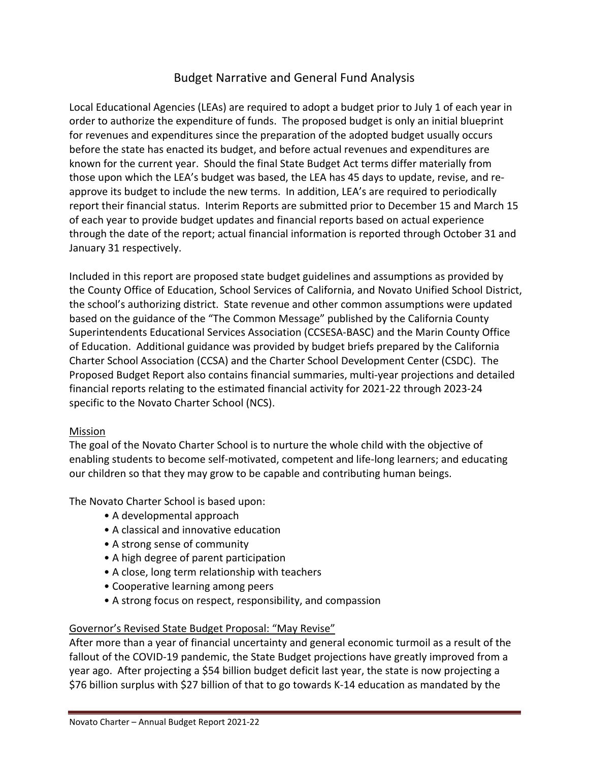# Budget Narrative and General Fund Analysis

Local Educational Agencies (LEAs) are required to adopt a budget prior to July 1 of each year in order to authorize the expenditure of funds. The proposed budget is only an initial blueprint for revenues and expenditures since the preparation of the adopted budget usually occurs before the state has enacted its budget, and before actual revenues and expenditures are known for the current year. Should the final State Budget Act terms differ materially from those upon which the LEA's budget was based, the LEA has 45 days to update, revise, and re-approve its budget to include the new terms. In addition, LEA's are required to periodically report their financial status. Interim Reports are submitted prior to December 15 and March 15 of each year to provide budget updates and financial reports based on actual experience through the date of the report; actual financial information is reported through October 31 and January 31 respectively.

Included in this report are proposed state budget guidelines and assumptions as provided by the County Office of Education, School Services of California, and Novato Unified School District, the school's authorizing district. State revenue and other common assumptions were updated based on the guidance of the "The Common Message" published by the California County Superintendents Educational Services Association (CCSESA-BASC) and the Marin County Office of Education. Additional guidance was provided by budget briefs prepared by the California Charter School Association (CCSA) and the Charter School Development Center (CSDC). The Proposed Budget Report also contains financial summaries, multi-year projections and detailed financial reports relating to the estimated financial activity for 2021-22 through 2023-24 specific to the Novato Charter School (NCS).

<u>Mission</u>

The goal of the Novato Charter School is to nurture the whole child with the objective of enabling students to become self-motivated, competent and life-long learners; and educating our children so that they may grow to be capable and contributing human beings.

The Novato Charter School is based upon:

- A developmental approach
- A classical and innovative education
- A strong sense of community
- A high degree of parent participation
- A close, long term relationship with teachers
- Cooperative learning among peers
- A strong focus on respect, responsibility, and compassion

<u>Governor's Revised State Budget Proposal: "May Revise"</u>

After more than a year of financial uncertainty and general economic turmoil as a result of the fallout of the COVID-19 pandemic, the State Budget projections have greatly improved from a year ago. After projecting a $54 billion budget deficit last year, the state is now projecting a $76 billion surplus with $27 billion of that to go towards K-14 education as mandated by the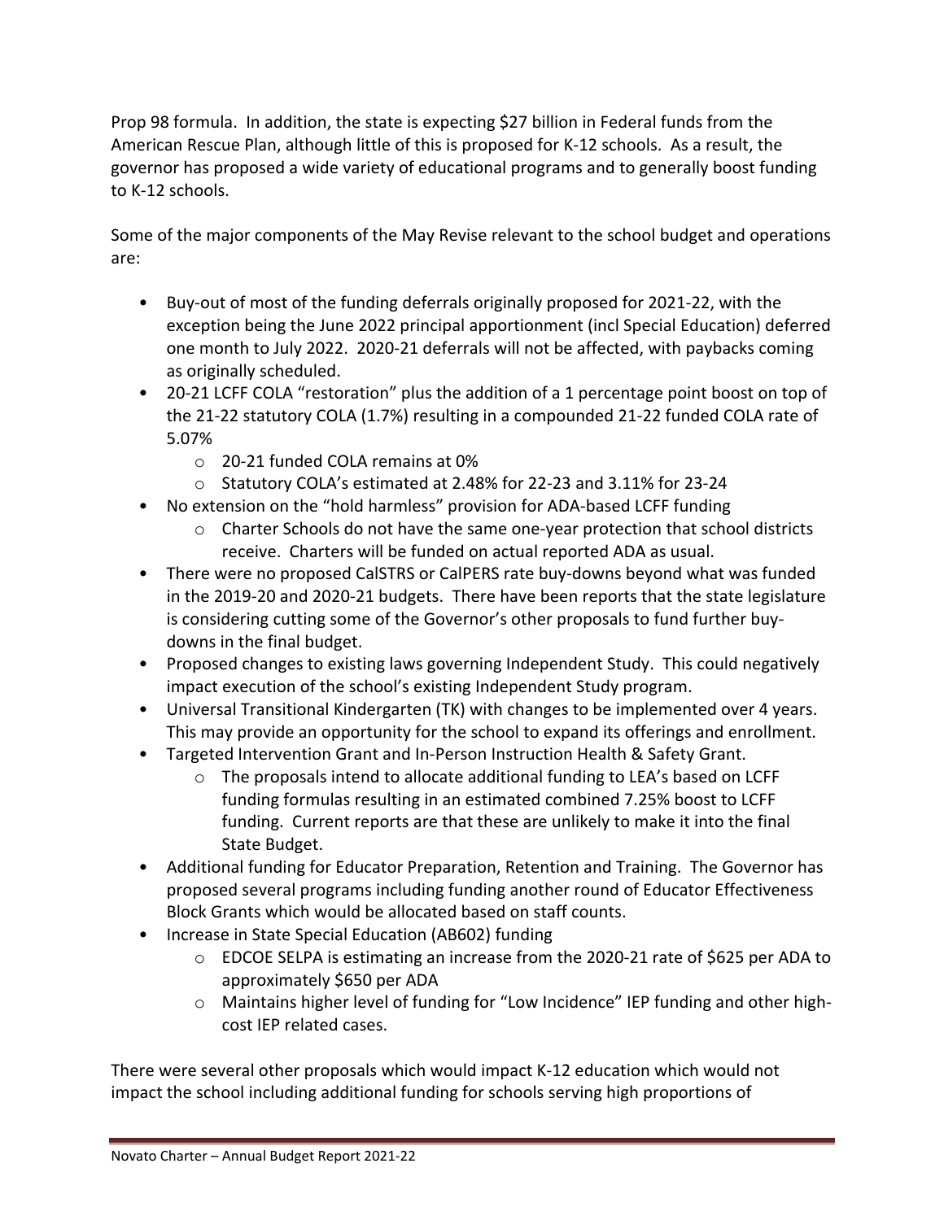Prop 98 formula. In addition, the state is expecting $27 billion in Federal funds from the American Rescue Plan, although little of this is proposed for K-12 schools. As a result, the governor has proposed a wide variety of educational programs and to generally boost funding to K-12 schools.

Some of the major components of the May Revise relevant to the school budget and operations are:

- Buy-out of most of the funding deferrals originally proposed for 2021-22, with the exception being the June 2022 principal apportionment (incl Special Education) deferred one month to July 2022. 2020-21 deferrals will not be affected, with paybacks coming as originally scheduled.
- 20-21 LCFF COLA "restoration" plus the addition of a 1 percentage point boost on top of the 21-22 statutory COLA (1.7%) resulting in a compounded 21-22 funded COLA rate of 5.07%
  - 20-21 funded COLA remains at 0%
  - Statutory COLA's estimated at 2.48% for 22-23 and 3.11% for 23-24
- No extension on the "hold harmless" provision for ADA-based LCFF funding
  - Charter Schools do not have the same one-year protection that school districts receive. Charters will be funded on actual reported ADA as usual.
- There were no proposed CalSTRS or CalPERS rate buy-downs beyond what was funded in the 2019-20 and 2020-21 budgets. There have been reports that the state legislature is considering cutting some of the Governor's other proposals to fund further buy-downs in the final budget.
- Proposed changes to existing laws governing Independent Study. This could negatively impact execution of the school's existing Independent Study program.
- Universal Transitional Kindergarten (TK) with changes to be implemented over 4 years. This may provide an opportunity for the school to expand its offerings and enrollment.
- Targeted Intervention Grant and In-Person Instruction Health & Safety Grant.
  - The proposals intend to allocate additional funding to LEA's based on LCFF funding formulas resulting in an estimated combined 7.25% boost to LCFF funding. Current reports are that these are unlikely to make it into the final State Budget.
- Additional funding for Educator Preparation, Retention and Training. The Governor has proposed several programs including funding another round of Educator Effectiveness Block Grants which would be allocated based on staff counts.
- Increase in State Special Education (AB602) funding
  - EDCOE SELPA is estimating an increase from the 2020-21 rate of $625 per ADA to approximately $650 per ADA
  - Maintains higher level of funding for "Low Incidence" IEP funding and other high-cost IEP related cases.

There were several other proposals which would impact K-12 education which would not impact the school including additional funding for schools serving high proportions of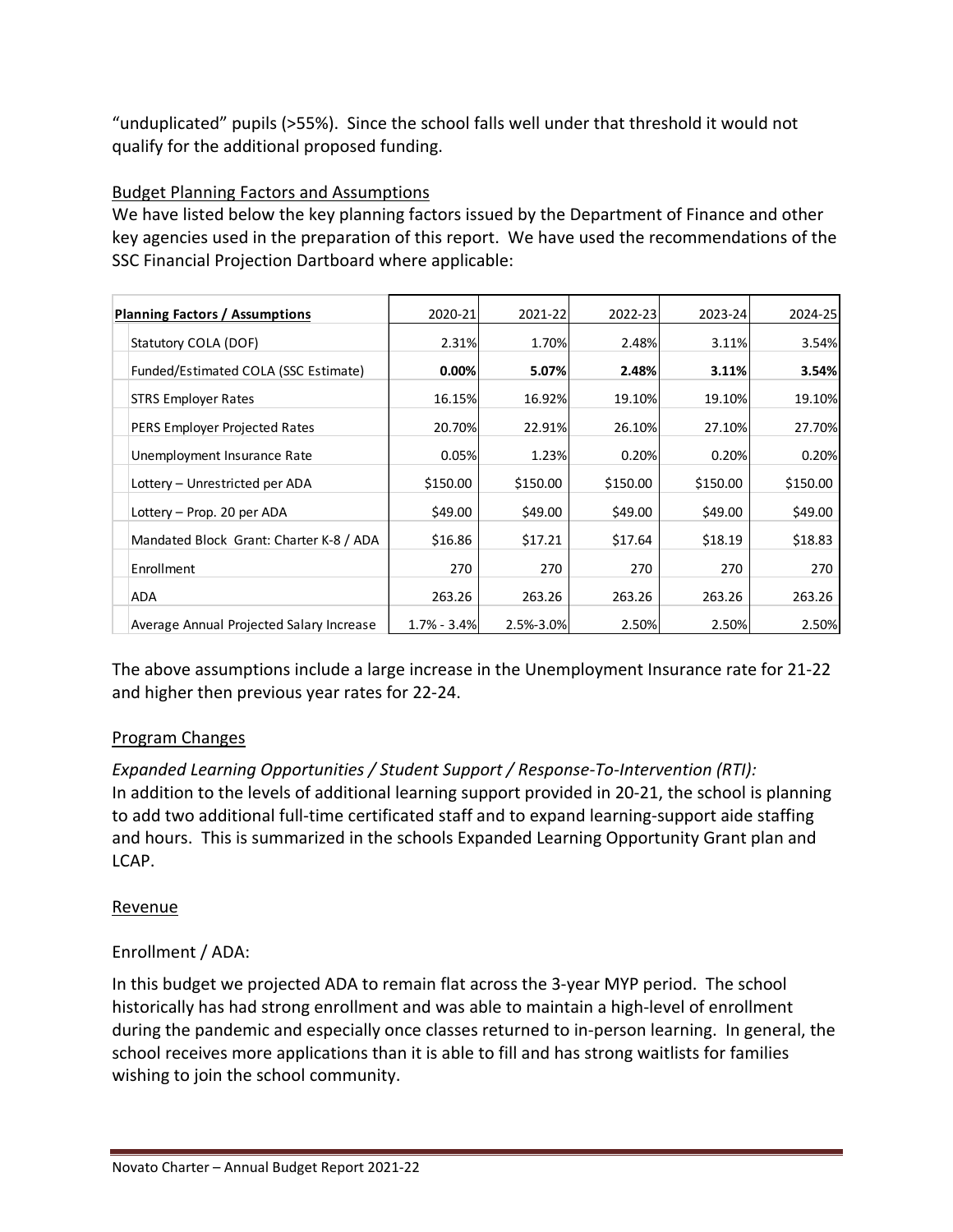"unduplicated" pupils (>55%). Since the school falls well under that threshold it would not qualify for the additional proposed funding.

## Budget Planning Factors and Assumptions

We have listed below the key planning factors issued by the Department of Finance and other key agencies used in the preparation of this report. We have used the recommendations of the SSC Financial Projection Dartboard where applicable:

| **Planning Factors / Assumptions** | 2020-21 | 2021-22 | 2022-23 | 2023-24 | 2024-25 |
|---|---|---|---|---|---|
| Statutory COLA (DOF) | 2.31% | 1.70% | 2.48% | 3.11% | 3.54% |
| Funded/Estimated COLA (SSC Estimate) | **0.00%** | **5.07%** | **2.48%** | **3.11%** | **3.54%** |
| STRS Employer Rates | 16.15% | 16.92% | 19.10% | 19.10% | 19.10% |
| PERS Employer Projected Rates | 20.70% | 22.91% | 26.10% | 27.10% | 27.70% |
| Unemployment Insurance Rate | 0.05% | 1.23% | 0.20% | 0.20% | 0.20% |
| Lottery – Unrestricted per ADA | $150.00 | $150.00 | $150.00 | $150.00 | $150.00 |
| Lottery – Prop. 20 per ADA | $49.00 | $49.00 | $49.00 | $49.00 | $49.00 |
| Mandated Block Grant: Charter K-8 / ADA | $16.86 | $17.21 | $17.64 | $18.19 | $18.83 |
| Enrollment | 270 | 270 | 270 | 270 | 270 |
| ADA | 263.26 | 263.26 | 263.26 | 263.26 | 263.26 |
| Average Annual Projected Salary Increase | 1.7% - 3.4% | 2.5%-3.0% | 2.50% | 2.50% | 2.50% |

The above assumptions include a large increase in the Unemployment Insurance rate for 21-22 and higher then previous year rates for 22-24.

## Program Changes

*Expanded Learning Opportunities / Student Support / Response-To-Intervention (RTI):*
In addition to the levels of additional learning support provided in 20-21, the school is planning to add two additional full-time certificated staff and to expand learning-support aide staffing and hours. This is summarized in the schools Expanded Learning Opportunity Grant plan and LCAP.

## Revenue

### Enrollment / ADA:

In this budget we projected ADA to remain flat across the 3-year MYP period. The school historically has had strong enrollment and was able to maintain a high-level of enrollment during the pandemic and especially once classes returned to in-person learning. In general, the school receives more applications than it is able to fill and has strong waitlists for families wishing to join the school community.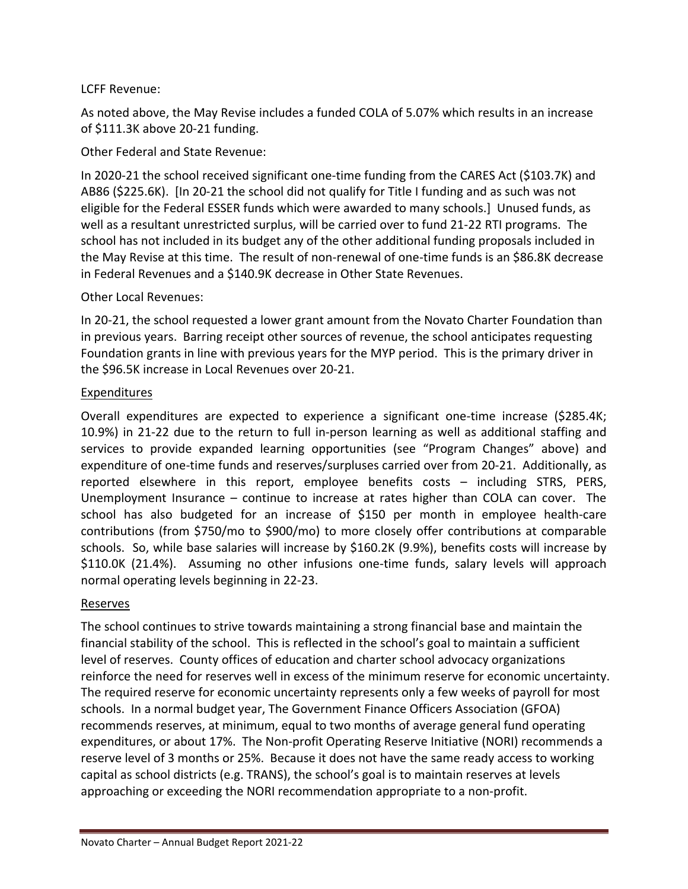LCFF Revenue:

As noted above, the May Revise includes a funded COLA of 5.07% which results in an increase of $111.3K above 20-21 funding.

Other Federal and State Revenue:

In 2020-21 the school received significant one-time funding from the CARES Act ($103.7K) and AB86 ($225.6K). [In 20-21 the school did not qualify for Title I funding and as such was not eligible for the Federal ESSER funds which were awarded to many schools.] Unused funds, as well as a resultant unrestricted surplus, will be carried over to fund 21-22 RTI programs. The school has not included in its budget any of the other additional funding proposals included in the May Revise at this time. The result of non-renewal of one-time funds is an $86.8K decrease in Federal Revenues and a $140.9K decrease in Other State Revenues.

Other Local Revenues:

In 20-21, the school requested a lower grant amount from the Novato Charter Foundation than in previous years. Barring receipt other sources of revenue, the school anticipates requesting Foundation grants in line with previous years for the MYP period. This is the primary driver in the $96.5K increase in Local Revenues over 20-21.

## Expenditures

Overall expenditures are expected to experience a significant one-time increase ($285.4K; 10.9%) in 21-22 due to the return to full in-person learning as well as additional staffing and services to provide expanded learning opportunities (see "Program Changes" above) and expenditure of one-time funds and reserves/surpluses carried over from 20-21. Additionally, as reported elsewhere in this report, employee benefits costs – including STRS, PERS, Unemployment Insurance – continue to increase at rates higher than COLA can cover. The school has also budgeted for an increase of $150 per month in employee health-care contributions (from $750/mo to $900/mo) to more closely offer contributions at comparable schools. So, while base salaries will increase by $160.2K (9.9%), benefits costs will increase by $110.0K (21.4%). Assuming no other infusions one-time funds, salary levels will approach normal operating levels beginning in 22-23.

## Reserves

The school continues to strive towards maintaining a strong financial base and maintain the financial stability of the school. This is reflected in the school's goal to maintain a sufficient level of reserves. County offices of education and charter school advocacy organizations reinforce the need for reserves well in excess of the minimum reserve for economic uncertainty. The required reserve for economic uncertainty represents only a few weeks of payroll for most schools. In a normal budget year, The Government Finance Officers Association (GFOA) recommends reserves, at minimum, equal to two months of average general fund operating expenditures, or about 17%. The Non-profit Operating Reserve Initiative (NORI) recommends a reserve level of 3 months or 25%. Because it does not have the same ready access to working capital as school districts (e.g. TRANS), the school's goal is to maintain reserves at levels approaching or exceeding the NORI recommendation appropriate to a non-profit.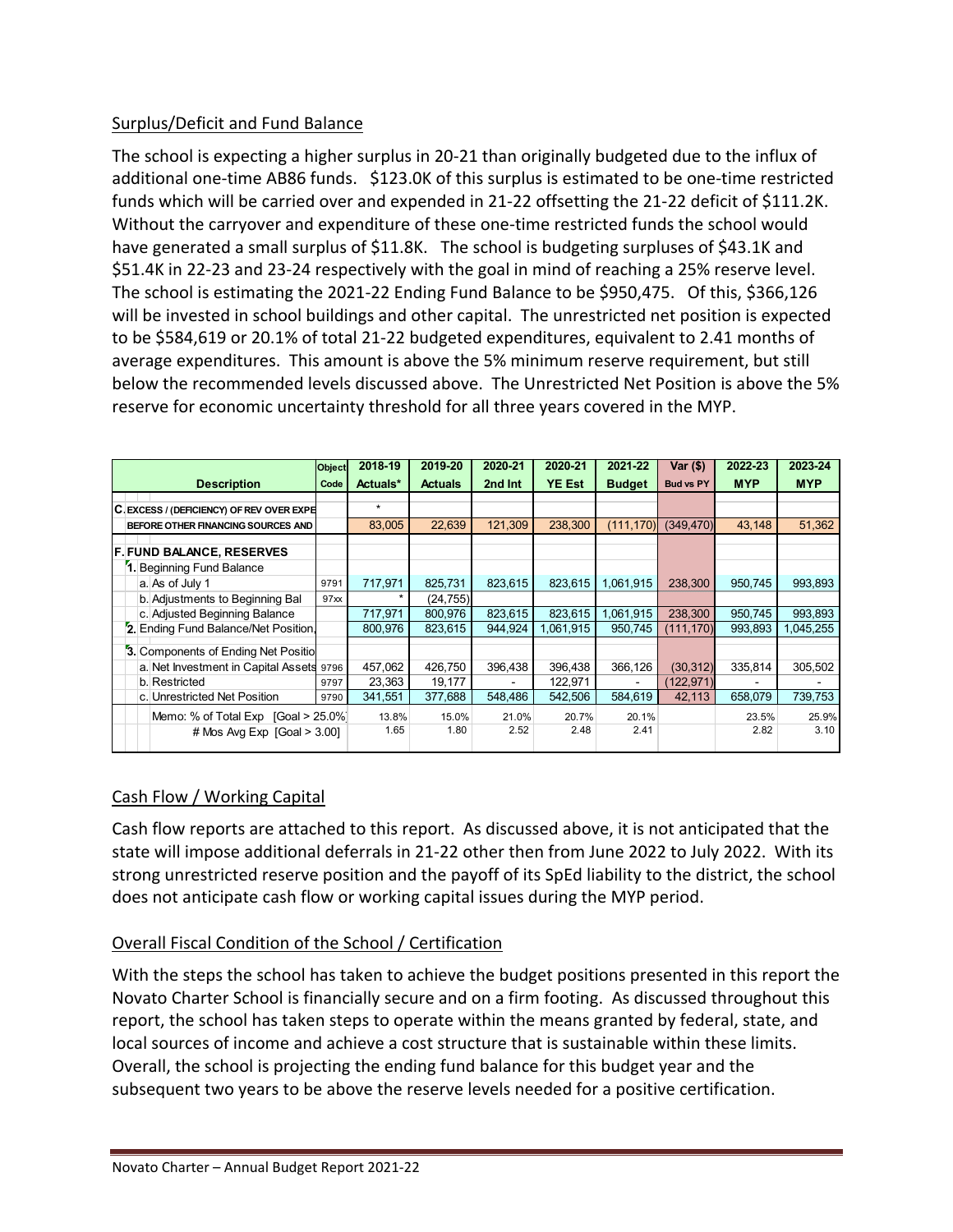## Surplus/Deficit and Fund Balance

The school is expecting a higher surplus in 20-21 than originally budgeted due to the influx of additional one-time AB86 funds. $123.0K of this surplus is estimated to be one-time restricted funds which will be carried over and expended in 21-22 offsetting the 21-22 deficit of $111.2K. Without the carryover and expenditure of these one-time restricted funds the school would have generated a small surplus of $11.8K. The school is budgeting surpluses of $43.1K and $51.4K in 22-23 and 23-24 respectively with the goal in mind of reaching a 25% reserve level. The school is estimating the 2021-22 Ending Fund Balance to be $950,475. Of this, $366,126 will be invested in school buildings and other capital. The unrestricted net position is expected to be $584,619 or 20.1% of total 21-22 budgeted expenditures, equivalent to 2.41 months of average expenditures. This amount is above the 5% minimum reserve requirement, but still below the recommended levels discussed above. The Unrestricted Net Position is above the 5% reserve for economic uncertainty threshold for all three years covered in the MYP.

| Description | Object Code | 2018-19 Actuals* | 2019-20 Actuals | 2020-21 2nd Int | 2020-21 YE Est | 2021-22 Budget | Var ($) Bud vs PY | 2022-23 MYP | 2023-24 MYP |
|---|---|---|---|---|---|---|---|---|---|
| C. EXCESS / (DEFICIENCY) OF REV OVER EXPE BEFORE OTHER FINANCING SOURCES AND | | * 83,005 | 22,639 | 121,309 | 238,300 | (111,170) | (349,470) | 43,148 | 51,362 |
| F. FUND BALANCE, RESERVES | | | | | | | | | |
| 1. Beginning Fund Balance | | | | | | | | | |
| a. As of July 1 | 9791 | 717,971 | 825,731 | 823,615 | 823,615 | 1,061,915 | 238,300 | 950,745 | 993,893 |
| b. Adjustments to Beginning Bal | 97xx | * | (24,755) | | | | | | |
| c. Adjusted Beginning Balance | | 717,971 | 800,976 | 823,615 | 823,615 | 1,061,915 | 238,300 | 950,745 | 993,893 |
| 2. Ending Fund Balance/Net Position | | 800,976 | 823,615 | 944,924 | 1,061,915 | 950,745 | (111,170) | 993,893 | 1,045,255 |
| 3. Components of Ending Net Positio | | | | | | | | | |
| a. Net Investment in Capital Assets | 9796 | 457,062 | 426,750 | 396,438 | 396,438 | 366,126 | (30,312) | 335,814 | 305,502 |
| b. Restricted | 9797 | 23,363 | 19,177 | - | 122,971 | - | (122,971) | - | - |
| c. Unrestricted Net Position | 9790 | 341,551 | 377,688 | 548,486 | 542,506 | 584,619 | 42,113 | 658,079 | 739,753 |
| Memo: % of Total Exp [Goal > 25.0%] | | 13.8% | 15.0% | 21.0% | 20.7% | 20.1% | | 23.5% | 25.9% |
| # Mos Avg Exp [Goal > 3.00] | | 1.65 | 1.80 | 2.52 | 2.48 | 2.41 | | 2.82 | 3.10 |

## Cash Flow / Working Capital

Cash flow reports are attached to this report. As discussed above, it is not anticipated that the state will impose additional deferrals in 21-22 other then from June 2022 to July 2022. With its strong unrestricted reserve position and the payoff of its SpEd liability to the district, the school does not anticipate cash flow or working capital issues during the MYP period.

## Overall Fiscal Condition of the School / Certification

With the steps the school has taken to achieve the budget positions presented in this report the Novato Charter School is financially secure and on a firm footing. As discussed throughout this report, the school has taken steps to operate within the means granted by federal, state, and local sources of income and achieve a cost structure that is sustainable within these limits. Overall, the school is projecting the ending fund balance for this budget year and the subsequent two years to be above the reserve levels needed for a positive certification.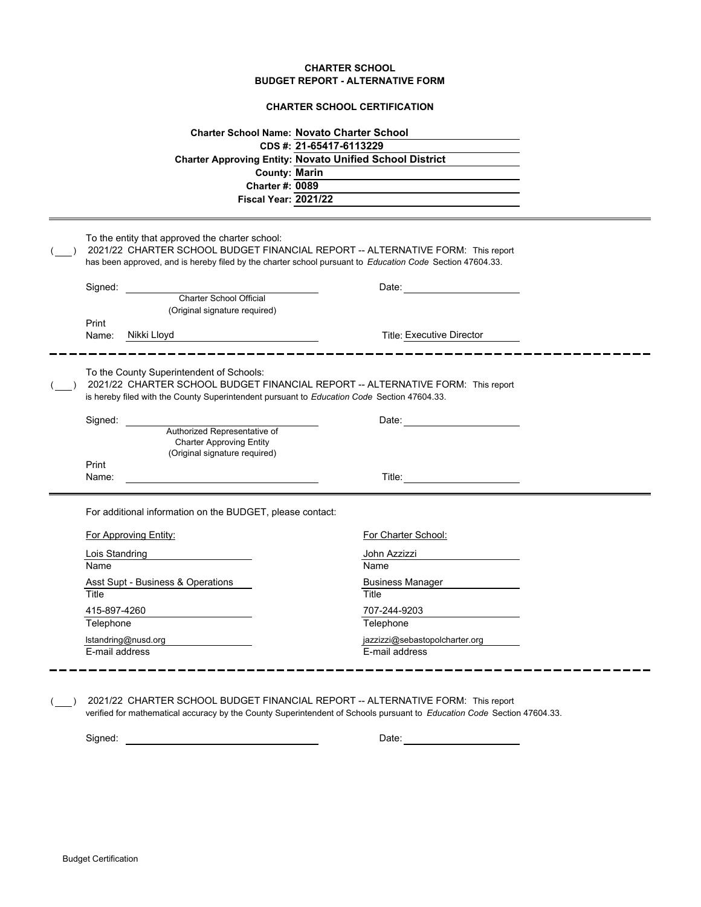**CHARTER SCHOOL**
**BUDGET REPORT - ALTERNATIVE FORM**

**CHARTER SCHOOL CERTIFICATION**

**Charter School Name:** **Novato Charter School**
**CDS #:** **21-65417-6113229**
**Charter Approving Entity:** **Novato Unified School District**
**County:** **Marin**
**Charter #:** **0089**
**Fiscal Year:** **2021/22**

---

To the entity that approved the charter school:

( ___ ) 2021/22 CHARTER SCHOOL BUDGET FINANCIAL REPORT -- ALTERNATIVE FORM: This report has been approved, and is hereby filed by the charter school pursuant to *Education Code* Section 47604.33.

Signed: ______________________ Date: ______________________
Charter School Official
(Original signature required)

Print Name: Nikki Lloyd Title: Executive Director

---

To the County Superintendent of Schools:

( ___ ) 2021/22 CHARTER SCHOOL BUDGET FINANCIAL REPORT -- ALTERNATIVE FORM: This report is hereby filed with the County Superintendent pursuant to *Education Code* Section 47604.33.

Signed: ______________________ Date: ______________________
Authorized Representative of
Charter Approving Entity
(Original signature required)

Print Name: ______________________ Title: ______________________

---

For additional information on the BUDGET, please contact:

| For Approving Entity: | For Charter School: |
|---|---|
| Lois Standring | John Azzizzi |
| Name | Name |
| Asst Supt - Business & Operations | Business Manager |
| Title | Title |
| 415-897-4260 | 707-244-9203 |
| Telephone | Telephone |
| lstandring@nusd.org | jazzizzi@sebastopolcharter.org |
| E-mail address | E-mail address |

---

( ___ ) 2021/22 CHARTER SCHOOL BUDGET FINANCIAL REPORT -- ALTERNATIVE FORM: This report verified for mathematical accuracy by the County Superintendent of Schools pursuant to *Education Code* Section 47604.33.

Signed: ______________________ Date: ______________________

Budget Certification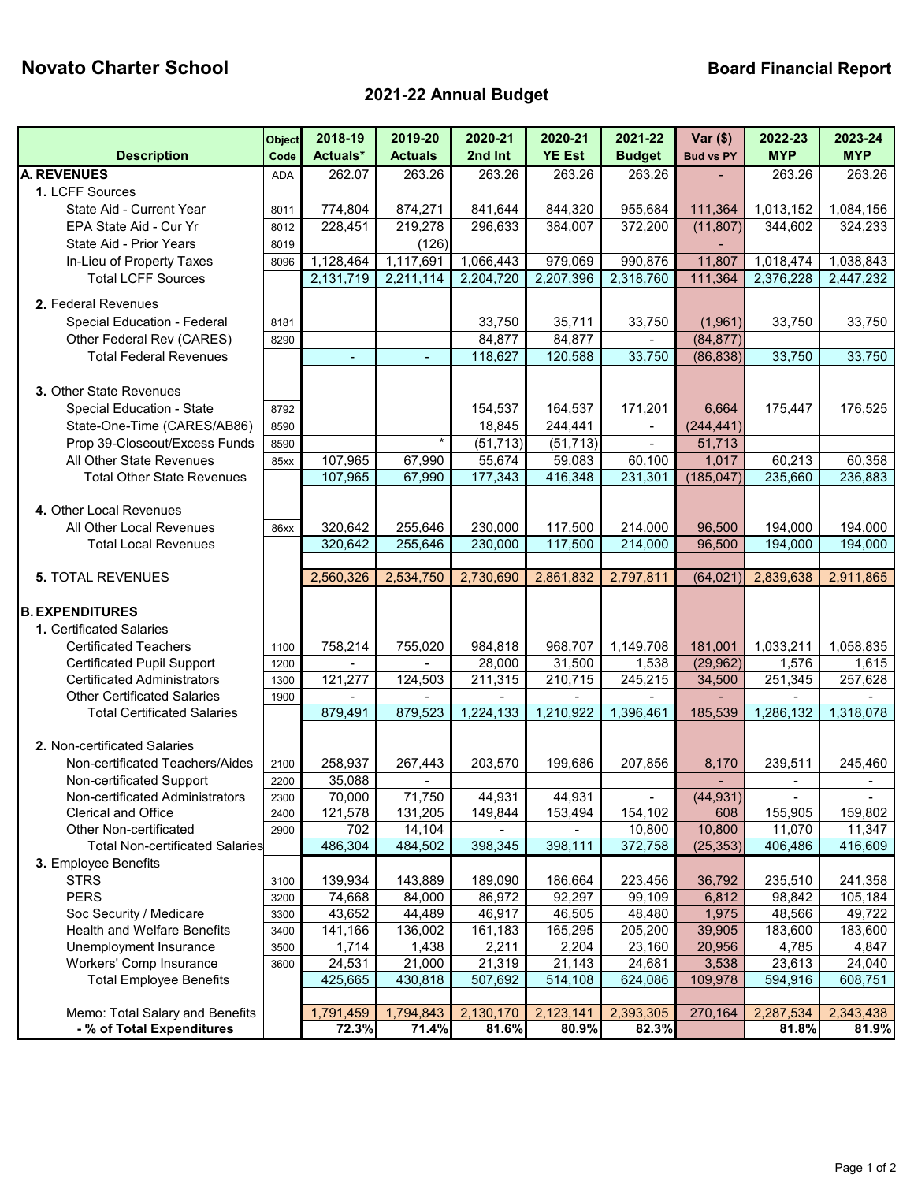# Novato Charter School

**Board Financial Report**

## 2021-22 Annual Budget

| Description | Object Code | 2018-19 Actuals* | 2019-20 Actuals | 2020-21 2nd Int | 2020-21 YE Est | 2021-22 Budget | Var ($) Bud vs PY | 2022-23 MYP | 2023-24 MYP |
|---|---|---|---|---|---|---|---|---|---|
| **A. REVENUES** | ADA | 262.07 | 263.26 | 263.26 | 263.26 | 263.26 | - | 263.26 | 263.26 |
| **1.** LCFF Sources | | | | | | | | | |
| State Aid - Current Year | 8011 | 774,804 | 874,271 | 841,644 | 844,320 | 955,684 | 111,364 | 1,013,152 | 1,084,156 |
| EPA State Aid - Cur Yr | 8012 | 228,451 | 219,278 | 296,633 | 384,007 | 372,200 | (11,807) | 344,602 | 324,233 |
| State Aid - Prior Years | 8019 | | (126) | | | | - | | |
| In-Lieu of Property Taxes | 8096 | 1,128,464 | 1,117,691 | 1,066,443 | 979,069 | 990,876 | 11,807 | 1,018,474 | 1,038,843 |
| Total LCFF Sources | | 2,131,719 | 2,211,114 | 2,204,720 | 2,207,396 | 2,318,760 | 111,364 | 2,376,228 | 2,447,232 |
| **2.** Federal Revenues | | | | | | | | | |
| Special Education - Federal | 8181 | | | 33,750 | 35,711 | 33,750 | (1,961) | 33,750 | 33,750 |
| Other Federal Rev (CARES) | 8290 | | | 84,877 | 84,877 | - | (84,877) | | |
| Total Federal Revenues | | - | - | 118,627 | 120,588 | 33,750 | (86,838) | 33,750 | 33,750 |
| **3.** Other State Revenues | | | | | | | | | |
| Special Education - State | 8792 | | | 154,537 | 164,537 | 171,201 | 6,664 | 175,447 | 176,525 |
| State-One-Time (CARES/AB86) | 8590 | | | 18,845 | 244,441 | - | (244,441) | | |
| Prop 39-Closeout/Excess Funds | 8590 | | * | (51,713) | (51,713) | - | 51,713 | | |
| All Other State Revenues | 85xx | 107,965 | 67,990 | 55,674 | 59,083 | 60,100 | 1,017 | 60,213 | 60,358 |
| Total Other State Revenues | | 107,965 | 67,990 | 177,343 | 416,348 | 231,301 | (185,047) | 235,660 | 236,883 |
| **4.** Other Local Revenues | | | | | | | | | |
| All Other Local Revenues | 86xx | 320,642 | 255,646 | 230,000 | 117,500 | 214,000 | 96,500 | 194,000 | 194,000 |
| Total Local Revenues | | 320,642 | 255,646 | 230,000 | 117,500 | 214,000 | 96,500 | 194,000 | 194,000 |
| **5.** TOTAL REVENUES | | 2,560,326 | 2,534,750 | 2,730,690 | 2,861,832 | 2,797,811 | (64,021) | 2,839,638 | 2,911,865 |
| **B. EXPENDITURES** | | | | | | | | | |
| **1.** Certificated Salaries | | | | | | | | | |
| Certificated Teachers | 1100 | 758,214 | 755,020 | 984,818 | 968,707 | 1,149,708 | 181,001 | 1,033,211 | 1,058,835 |
| Certificated Pupil Support | 1200 | - | - | 28,000 | 31,500 | 1,538 | (29,962) | 1,576 | 1,615 |
| Certificated Administrators | 1300 | 121,277 | 124,503 | 211,315 | 210,715 | 245,215 | 34,500 | 251,345 | 257,628 |
| Other Certificated Salaries | 1900 | - | - | - | - | - | - | - | - |
| Total Certificated Salaries | | 879,491 | 879,523 | 1,224,133 | 1,210,922 | 1,396,461 | 185,539 | 1,286,132 | 1,318,078 |
| **2.** Non-certificated Salaries | | | | | | | | | |
| Non-certificated Teachers/Aides | 2100 | 258,937 | 267,443 | 203,570 | 199,686 | 207,856 | 8,170 | 239,511 | 245,460 |
| Non-certificated Support | 2200 | 35,088 | - | | | | - | - | - |
| Non-certificated Administrators | 2300 | 70,000 | 71,750 | 44,931 | 44,931 | - | (44,931) | - | - |
| Clerical and Office | 2400 | 121,578 | 131,205 | 149,844 | 153,494 | 154,102 | 608 | 155,905 | 159,802 |
| Other Non-certificated | 2900 | 702 | 14,104 | - | - | 10,800 | 10,800 | 11,070 | 11,347 |
| Total Non-certificated Salaries | | 486,304 | 484,502 | 398,345 | 398,111 | 372,758 | (25,353) | 406,486 | 416,609 |
| **3.** Employee Benefits | | | | | | | | | |
| STRS | 3100 | 139,934 | 143,889 | 189,090 | 186,664 | 223,456 | 36,792 | 235,510 | 241,358 |
| PERS | 3200 | 74,668 | 84,000 | 86,972 | 92,297 | 99,109 | 6,812 | 98,842 | 105,184 |
| Soc Security / Medicare | 3300 | 43,652 | 44,489 | 46,917 | 46,505 | 48,480 | 1,975 | 48,566 | 49,722 |
| Health and Welfare Benefits | 3400 | 141,166 | 136,002 | 161,183 | 165,295 | 205,200 | 39,905 | 183,600 | 183,600 |
| Unemployment Insurance | 3500 | 1,714 | 1,438 | 2,211 | 2,204 | 23,160 | 20,956 | 4,785 | 4,847 |
| Workers' Comp Insurance | 3600 | 24,531 | 21,000 | 21,319 | 21,143 | 24,681 | 3,538 | 23,613 | 24,040 |
| Total Employee Benefits | | 425,665 | 430,818 | 507,692 | 514,108 | 624,086 | 109,978 | 594,916 | 608,751 |
| Memo: Total Salary and Benefits | | 1,791,459 | 1,794,843 | 2,130,170 | 2,123,141 | 2,393,305 | 270,164 | 2,287,534 | 2,343,438 |
| **- % of Total Expenditures** | | **72.3%** | **71.4%** | **81.6%** | **80.9%** | **82.3%** | | **81.8%** | **81.9%** |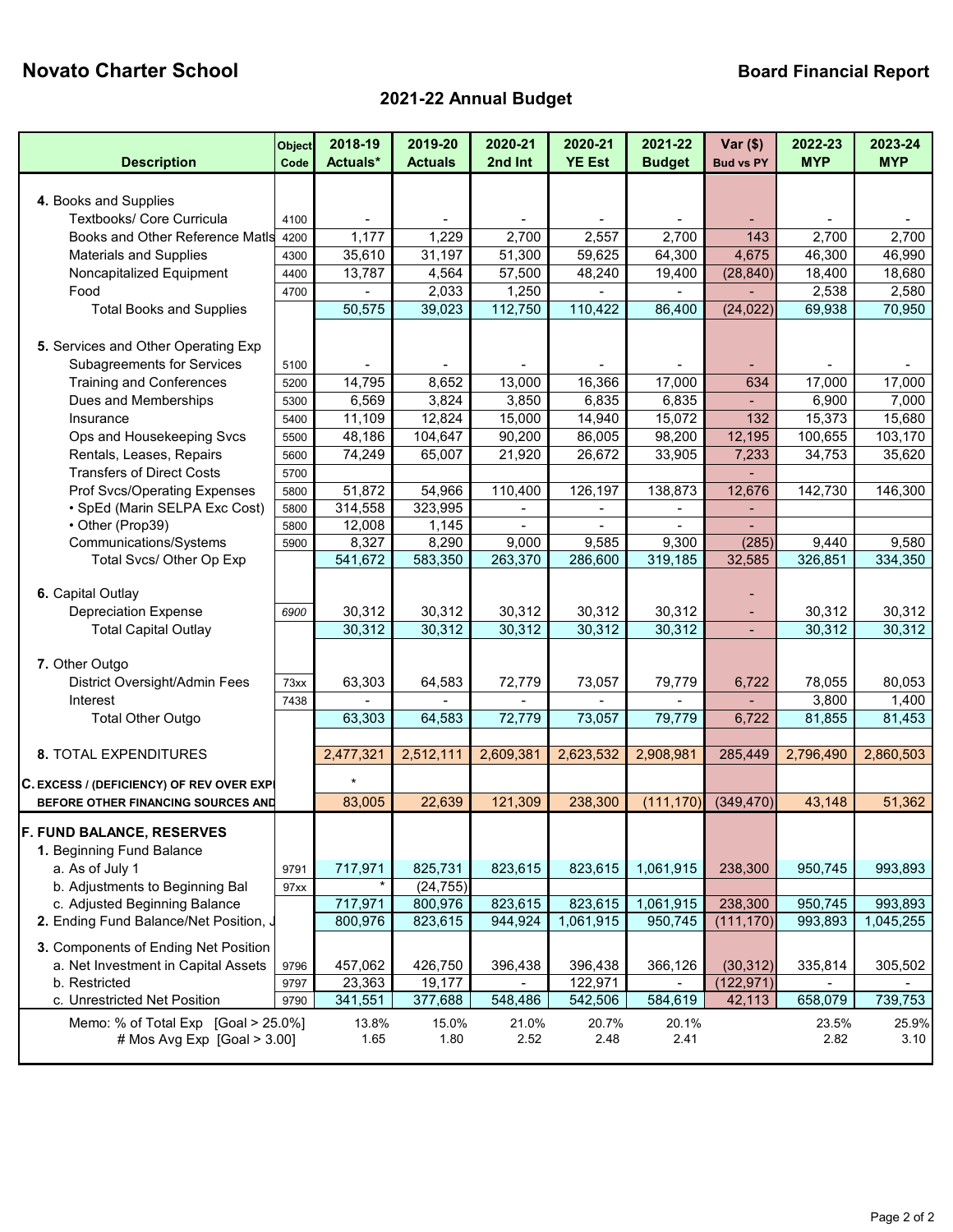**Novato Charter School** **Board Financial Report**

## 2021-22 Annual Budget

| Description | Object Code | 2018-19 Actuals* | 2019-20 Actuals | 2020-21 2nd Int | 2020-21 YE Est | 2021-22 Budget | Var ($) Bud vs PY | 2022-23 MYP | 2023-24 MYP |
|---|---|---|---|---|---|---|---|---|---|
| **4.** Books and Supplies | | | | | | | | | |
| Textbooks/ Core Curricula | 4100 | - | - | - | - | - | - | - | - |
| Books and Other Reference Matls | 4200 | 1,177 | 1,229 | 2,700 | 2,557 | 2,700 | 143 | 2,700 | 2,700 |
| Materials and Supplies | 4300 | 35,610 | 31,197 | 51,300 | 59,625 | 64,300 | 4,675 | 46,300 | 46,990 |
| Noncapitalized Equipment | 4400 | 13,787 | 4,564 | 57,500 | 48,240 | 19,400 | (28,840) | 18,400 | 18,680 |
| Food | 4700 | - | 2,033 | 1,250 | - | - | - | 2,538 | 2,580 |
| Total Books and Supplies | | 50,575 | 39,023 | 112,750 | 110,422 | 86,400 | (24,022) | 69,938 | 70,950 |
| **5.** Services and Other Operating Exp | | | | | | | | | |
| Subagreements for Services | 5100 | - | - | - | - | - | - | - | - |
| Training and Conferences | 5200 | 14,795 | 8,652 | 13,000 | 16,366 | 17,000 | 634 | 17,000 | 17,000 |
| Dues and Memberships | 5300 | 6,569 | 3,824 | 3,850 | 6,835 | 6,835 | - | 6,900 | 7,000 |
| Insurance | 5400 | 11,109 | 12,824 | 15,000 | 14,940 | 15,072 | 132 | 15,373 | 15,680 |
| Ops and Housekeeping Svcs | 5500 | 48,186 | 104,647 | 90,200 | 86,005 | 98,200 | 12,195 | 100,655 | 103,170 |
| Rentals, Leases, Repairs | 5600 | 74,249 | 65,007 | 21,920 | 26,672 | 33,905 | 7,233 | 34,753 | 35,620 |
| Transfers of Direct Costs | 5700 | | | | | | - | | |
| Prof Svcs/Operating Expenses | 5800 | 51,872 | 54,966 | 110,400 | 126,197 | 138,873 | 12,676 | 142,730 | 146,300 |
| • SpEd (Marin SELPA Exc Cost) | 5800 | 314,558 | 323,995 | - | - | - | - | | |
| • Other (Prop39) | 5800 | 12,008 | 1,145 | - | - | - | - | | |
| Communications/Systems | 5900 | 8,327 | 8,290 | 9,000 | 9,585 | 9,300 | (285) | 9,440 | 9,580 |
| Total Svcs/ Other Op Exp | | 541,672 | 583,350 | 263,370 | 286,600 | 319,185 | 32,585 | 326,851 | 334,350 |
| **6.** Capital Outlay | | | | | | | - | | |
| Depreciation Expense | 6900 | 30,312 | 30,312 | 30,312 | 30,312 | 30,312 | - | 30,312 | 30,312 |
| Total Capital Outlay | | 30,312 | 30,312 | 30,312 | 30,312 | 30,312 | - | 30,312 | 30,312 |
| **7.** Other Outgo | | | | | | | | | |
| District Oversight/Admin Fees | 73xx | 63,303 | 64,583 | 72,779 | 73,057 | 79,779 | 6,722 | 78,055 | 80,053 |
| Interest | 7438 | - | - | - | - | - | - | 3,800 | 1,400 |
| Total Other Outgo | | 63,303 | 64,583 | 72,779 | 73,057 | 79,779 | 6,722 | 81,855 | 81,453 |
| **8.** TOTAL EXPENDITURES | | 2,477,321 | 2,512,111 | 2,609,381 | 2,623,532 | 2,908,981 | 285,449 | 2,796,490 | 2,860,503 |
| **C. EXCESS / (DEFICIENCY) OF REV OVER EXPENDITURES BEFORE OTHER FINANCING SOURCES AND USES** | | * 83,005 | 22,639 | 121,309 | 238,300 | (111,170) | (349,470) | 43,148 | 51,362 |
| **F. FUND BALANCE, RESERVES** | | | | | | | | | |
| **1.** Beginning Fund Balance | | | | | | | | | |
| a. As of July 1 | 9791 | 717,971 | 825,731 | 823,615 | 823,615 | 1,061,915 | 238,300 | 950,745 | 993,893 |
| b. Adjustments to Beginning Bal | 97xx | * | (24,755) | | | | | | |
| c. Adjusted Beginning Balance | | 717,971 | 800,976 | 823,615 | 823,615 | 1,061,915 | 238,300 | 950,745 | 993,893 |
| **2.** Ending Fund Balance/Net Position, June 30 | | 800,976 | 823,615 | 944,924 | 1,061,915 | 950,745 | (111,170) | 993,893 | 1,045,255 |
| **3.** Components of Ending Net Position | | | | | | | | | |
| a. Net Investment in Capital Assets | 9796 | 457,062 | 426,750 | 396,438 | 396,438 | 366,126 | (30,312) | 335,814 | 305,502 |
| b. Restricted | 9797 | 23,363 | 19,177 | - | 122,971 | - | (122,971) | - | - |
| c. Unrestricted Net Position | 9790 | 341,551 | 377,688 | 548,486 | 542,506 | 584,619 | 42,113 | 658,079 | 739,753 |
| Memo: % of Total Exp [Goal > 25.0%] | | 13.8% | 15.0% | 21.0% | 20.7% | 20.1% | | 23.5% | 25.9% |
| # Mos Avg Exp [Goal > 3.00] | | 1.65 | 1.80 | 2.52 | 2.48 | 2.41 | | 2.82 | 3.10 |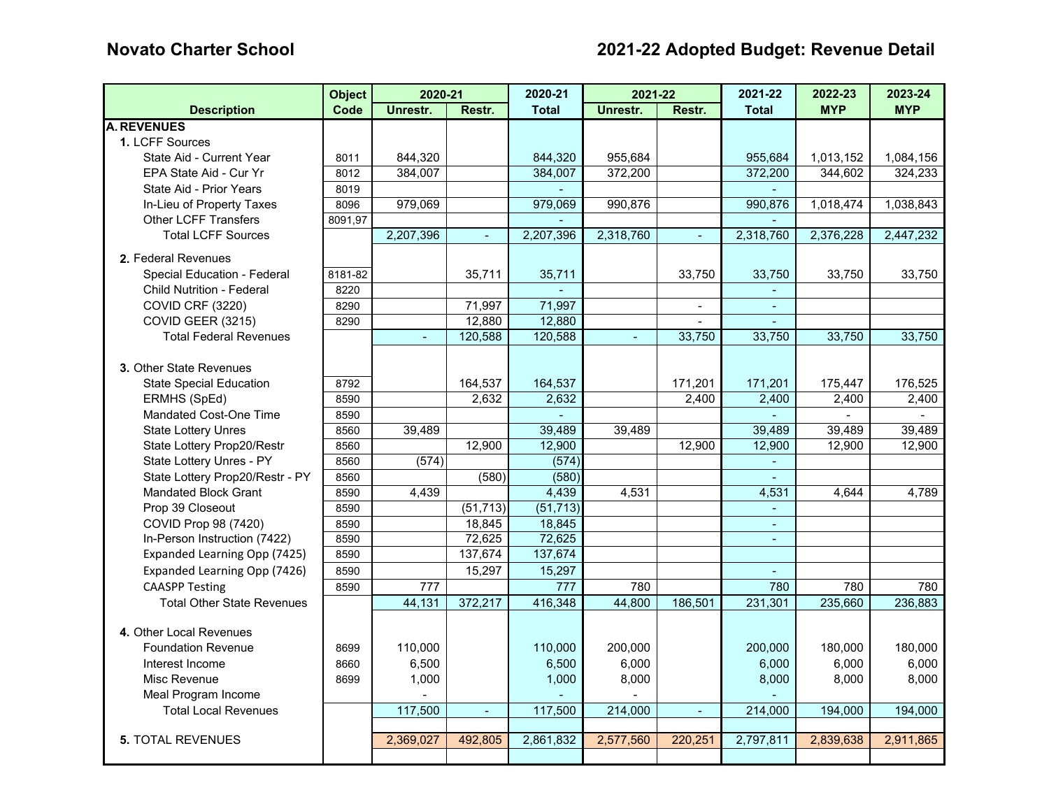**Novato Charter School** | **2021-22 Adopted Budget: Revenue Detail**

| Description | Object Code | 2020-21 Unrestr. | 2020-21 Restr. | 2020-21 Total | 2021-22 Unrestr. | 2021-22 Restr. | 2021-22 Total | 2022-23 MYP | 2023-24 MYP |
|---|---|---|---|---|---|---|---|---|---|
| **A. REVENUES** | | | | | | | | | |
| 1. LCFF Sources | | | | | | | | | |
| State Aid - Current Year | 8011 | 844,320 | | 844,320 | 955,684 | | 955,684 | 1,013,152 | 1,084,156 |
| EPA State Aid - Cur Yr | 8012 | 384,007 | | 384,007 | 372,200 | | 372,200 | 344,602 | 324,233 |
| State Aid - Prior Years | 8019 | | | - | | | - | | |
| In-Lieu of Property Taxes | 8096 | 979,069 | | 979,069 | 990,876 | | 990,876 | 1,018,474 | 1,038,843 |
| Other LCFF Transfers | 8091,97 | | | - | | | - | | |
| Total LCFF Sources | | 2,207,396 | - | 2,207,396 | 2,318,760 | - | 2,318,760 | 2,376,228 | 2,447,232 |
| 2. Federal Revenues | | | | | | | | | |
| Special Education - Federal | 8181-82 | | 35,711 | 35,711 | | 33,750 | 33,750 | 33,750 | 33,750 |
| Child Nutrition - Federal | 8220 | | | - | | | - | | |
| COVID CRF (3220) | 8290 | | 71,997 | 71,997 | | - | - | | |
| COVID GEER (3215) | 8290 | | 12,880 | 12,880 | | - | - | | |
| Total Federal Revenues | | - | 120,588 | 120,588 | - | 33,750 | 33,750 | 33,750 | 33,750 |
| 3. Other State Revenues | | | | | | | | | |
| State Special Education | 8792 | | 164,537 | 164,537 | | 171,201 | 171,201 | 175,447 | 176,525 |
| ERMHS (SpEd) | 8590 | | 2,632 | 2,632 | | 2,400 | 2,400 | 2,400 | 2,400 |
| Mandated Cost-One Time | 8590 | | | - | | | - | - | - |
| State Lottery Unres | 8560 | 39,489 | | 39,489 | 39,489 | | 39,489 | 39,489 | 39,489 |
| State Lottery Prop20/Restr | 8560 | | 12,900 | 12,900 | | 12,900 | 12,900 | 12,900 | 12,900 |
| State Lottery Unres - PY | 8560 | (574) | | (574) | | | - | | |
| State Lottery Prop20/Restr - PY | 8560 | | (580) | (580) | | | - | | |
| Mandated Block Grant | 8590 | 4,439 | | 4,439 | 4,531 | | 4,531 | 4,644 | 4,789 |
| Prop 39 Closeout | 8590 | | (51,713) | (51,713) | | | - | | |
| COVID Prop 98 (7420) | 8590 | | 18,845 | 18,845 | | | - | | |
| In-Person Instruction (7422) | 8590 | | 72,625 | 72,625 | | | - | | |
| Expanded Learning Opp (7425) | 8590 | | 137,674 | 137,674 | | | | | |
| Expanded Learning Opp (7426) | 8590 | | 15,297 | 15,297 | | | - | | |
| CAASPP Testing | 8590 | 777 | | 777 | 780 | | 780 | 780 | 780 |
| Total Other State Revenues | | 44,131 | 372,217 | 416,348 | 44,800 | 186,501 | 231,301 | 235,660 | 236,883 |
| 4. Other Local Revenues | | | | | | | | | |
| Foundation Revenue | 8699 | 110,000 | | 110,000 | 200,000 | | 200,000 | 180,000 | 180,000 |
| Interest Income | 8660 | 6,500 | | 6,500 | 6,000 | | 6,000 | 6,000 | 6,000 |
| Misc Revenue | 8699 | 1,000 | | 1,000 | 8,000 | | 8,000 | 8,000 | 8,000 |
| Meal Program Income | | - | | - | - | | - | | |
| Total Local Revenues | | 117,500 | - | 117,500 | 214,000 | - | 214,000 | 194,000 | 194,000 |
| 5. TOTAL REVENUES | | 2,369,027 | 492,805 | 2,861,832 | 2,577,560 | 220,251 | 2,797,811 | 2,839,638 | 2,911,865 |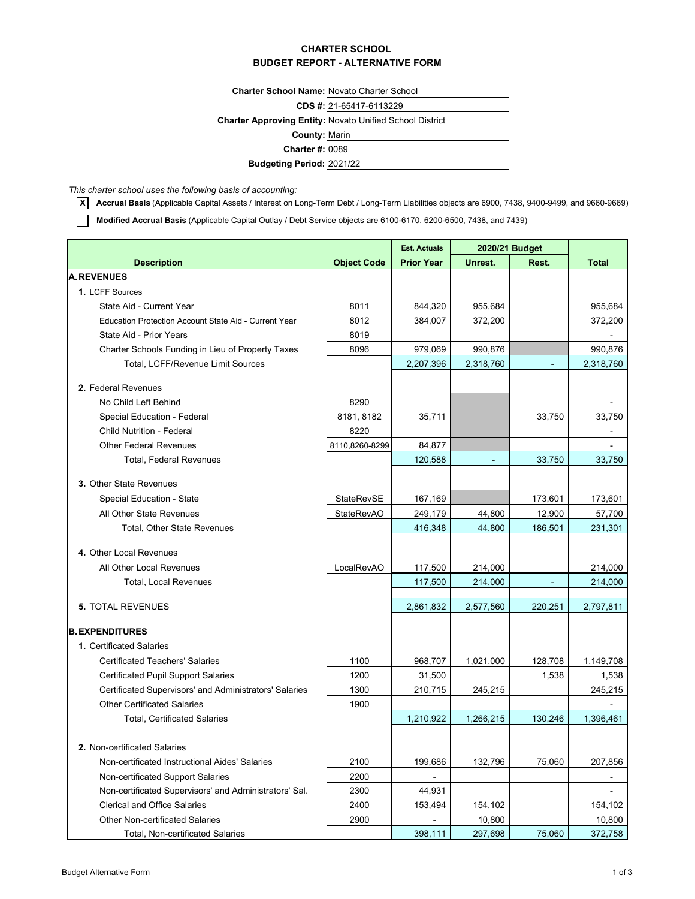# CHARTER SCHOOL
## BUDGET REPORT - ALTERNATIVE FORM

**Charter School Name:** Novato Charter School
**CDS #:** 21-65417-6113229
**Charter Approving Entity:** Novato Unified School District
**County:** Marin
**Charter #:** 0089
**Budgeting Period:** 2021/22

*This charter school uses the following basis of accounting:*

- [X] **Accrual Basis** (Applicable Capital Assets / Interest on Long-Term Debt / Long-Term Liabilities objects are 6900, 7438, 9400-9499, and 9660-9669)
- [ ] **Modified Accrual Basis** (Applicable Capital Outlay / Debt Service objects are 6100-6170, 6200-6500, 7438, and 7439)

| Description | Object Code | Est. Actuals Prior Year | 2020/21 Budget Unrest. | Rest. | Total |
|---|---|---|---|---|---|
| **A. REVENUES** | | | | | |
| **1.** LCFF Sources | | | | | |
| State Aid - Current Year | 8011 | 844,320 | 955,684 | | 955,684 |
| Education Protection Account State Aid - Current Year | 8012 | 384,007 | 372,200 | | 372,200 |
| State Aid - Prior Years | 8019 | | | | - |
| Charter Schools Funding in Lieu of Property Taxes | 8096 | 979,069 | 990,876 | | 990,876 |
| Total, LCFF/Revenue Limit Sources | | 2,207,396 | 2,318,760 | - | 2,318,760 |
| **2.** Federal Revenues | | | | | |
| No Child Left Behind | 8290 | | | | - |
| Special Education - Federal | 8181, 8182 | 35,711 | | 33,750 | 33,750 |
| Child Nutrition - Federal | 8220 | | | | - |
| Other Federal Revenues | 8110,8260-8299 | 84,877 | | | - |
| Total, Federal Revenues | | 120,588 | - | 33,750 | 33,750 |
| **3.** Other State Revenues | | | | | |
| Special Education - State | StateRevSE | 167,169 | | 173,601 | 173,601 |
| All Other State Revenues | StateRevAO | 249,179 | 44,800 | 12,900 | 57,700 |
| Total, Other State Revenues | | 416,348 | 44,800 | 186,501 | 231,301 |
| **4.** Other Local Revenues | | | | | |
| All Other Local Revenues | LocalRevAO | 117,500 | 214,000 | | 214,000 |
| Total, Local Revenues | | 117,500 | 214,000 | - | 214,000 |
| **5.** TOTAL REVENUES | | 2,861,832 | 2,577,560 | 220,251 | 2,797,811 |
| **B. EXPENDITURES** | | | | | |
| **1.** Certificated Salaries | | | | | |
| Certificated Teachers' Salaries | 1100 | 968,707 | 1,021,000 | 128,708 | 1,149,708 |
| Certificated Pupil Support Salaries | 1200 | 31,500 | | 1,538 | 1,538 |
| Certificated Supervisors' and Administrators' Salaries | 1300 | 210,715 | 245,215 | | 245,215 |
| Other Certificated Salaries | 1900 | | | | - |
| Total, Certificated Salaries | | 1,210,922 | 1,266,215 | 130,246 | 1,396,461 |
| **2.** Non-certificated Salaries | | | | | |
| Non-certificated Instructional Aides' Salaries | 2100 | 199,686 | 132,796 | 75,060 | 207,856 |
| Non-certificated Support Salaries | 2200 | - | | | - |
| Non-certificated Supervisors' and Administrators' Sal. | 2300 | 44,931 | | | - |
| Clerical and Office Salaries | 2400 | 153,494 | 154,102 | | 154,102 |
| Other Non-certificated Salaries | 2900 | - | 10,800 | | 10,800 |
| Total, Non-certificated Salaries | | 398,111 | 297,698 | 75,060 | 372,758 |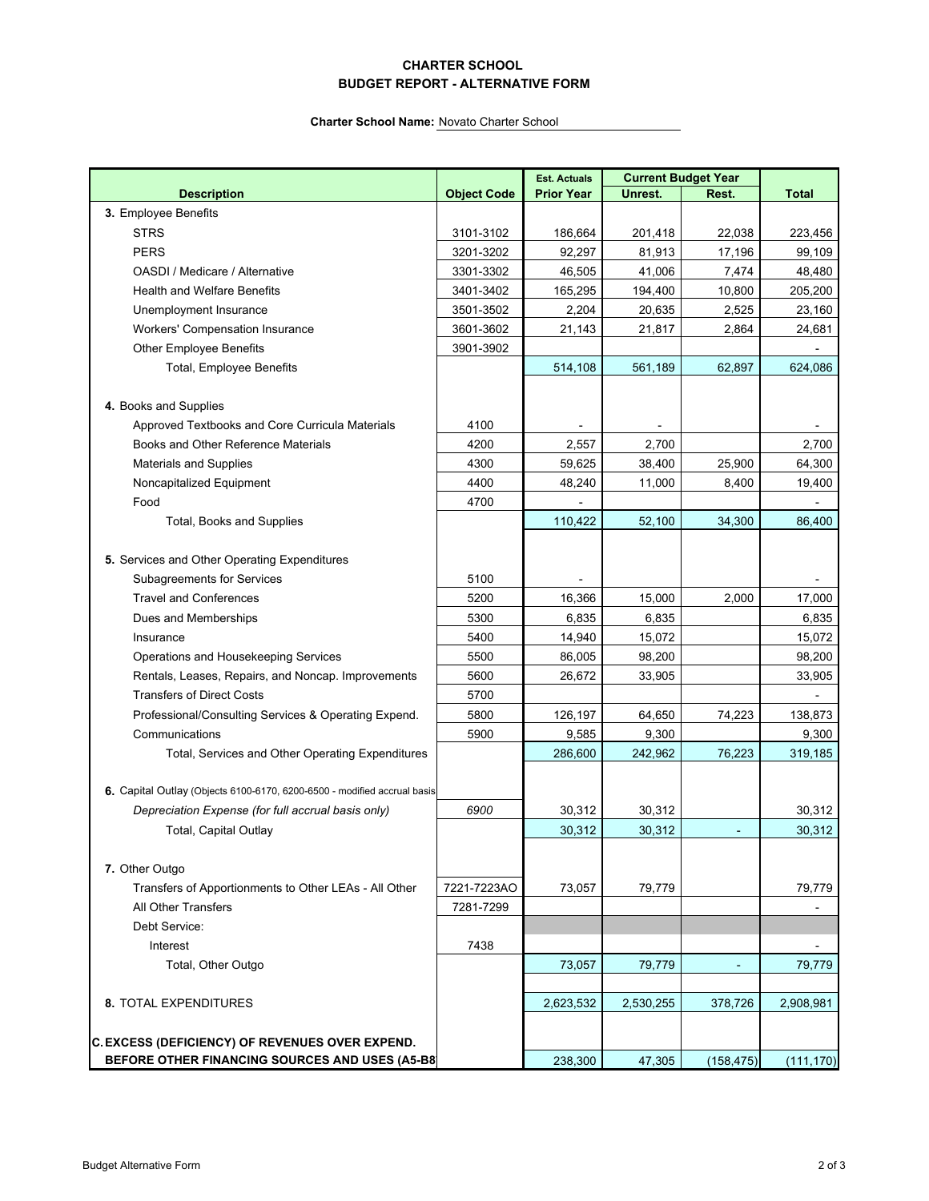**CHARTER SCHOOL**
**BUDGET REPORT - ALTERNATIVE FORM**

**Charter School Name:** Novato Charter School

| Description | Object Code | Est. Actuals Prior Year | Current Budget Year Unrest. | Current Budget Year Rest. | Total |
|---|---|---|---|---|---|
| **3.** Employee Benefits | | | | | |
| STRS | 3101-3102 | 186,664 | 201,418 | 22,038 | 223,456 |
| PERS | 3201-3202 | 92,297 | 81,913 | 17,196 | 99,109 |
| OASDI / Medicare / Alternative | 3301-3302 | 46,505 | 41,006 | 7,474 | 48,480 |
| Health and Welfare Benefits | 3401-3402 | 165,295 | 194,400 | 10,800 | 205,200 |
| Unemployment Insurance | 3501-3502 | 2,204 | 20,635 | 2,525 | 23,160 |
| Workers' Compensation Insurance | 3601-3602 | 21,143 | 21,817 | 2,864 | 24,681 |
| Other Employee Benefits | 3901-3902 | | | | - |
| Total, Employee Benefits | | 514,108 | 561,189 | 62,897 | 624,086 |
| **4.** Books and Supplies | | | | | |
| Approved Textbooks and Core Curricula Materials | 4100 | - | - | | - |
| Books and Other Reference Materials | 4200 | 2,557 | 2,700 | | 2,700 |
| Materials and Supplies | 4300 | 59,625 | 38,400 | 25,900 | 64,300 |
| Noncapitalized Equipment | 4400 | 48,240 | 11,000 | 8,400 | 19,400 |
| Food | 4700 | - | | | - |
| Total, Books and Supplies | | 110,422 | 52,100 | 34,300 | 86,400 |
| **5.** Services and Other Operating Expenditures | | | | | |
| Subagreements for Services | 5100 | - | | | - |
| Travel and Conferences | 5200 | 16,366 | 15,000 | 2,000 | 17,000 |
| Dues and Memberships | 5300 | 6,835 | 6,835 | | 6,835 |
| Insurance | 5400 | 14,940 | 15,072 | | 15,072 |
| Operations and Housekeeping Services | 5500 | 86,005 | 98,200 | | 98,200 |
| Rentals, Leases, Repairs, and Noncap. Improvements | 5600 | 26,672 | 33,905 | | 33,905 |
| Transfers of Direct Costs | 5700 | | | | - |
| Professional/Consulting Services & Operating Expend. | 5800 | 126,197 | 64,650 | 74,223 | 138,873 |
| Communications | 5900 | 9,585 | 9,300 | | 9,300 |
| Total, Services and Other Operating Expenditures | | 286,600 | 242,962 | 76,223 | 319,185 |
| **6.** Capital Outlay (Objects 6100-6170, 6200-6500 - modified accrual basis | | | | | |
| *Depreciation Expense (for full accrual basis only)* | *6900* | 30,312 | 30,312 | | 30,312 |
| Total, Capital Outlay | | 30,312 | 30,312 | - | 30,312 |
| **7.** Other Outgo | | | | | |
| Transfers of Apportionments to Other LEAs - All Other | 7221-7223AO | 73,057 | 79,779 | | 79,779 |
| All Other Transfers | 7281-7299 | | | | - |
| Debt Service: | | | | | |
| Interest | 7438 | | | | - |
| Total, Other Outgo | | 73,057 | 79,779 | - | 79,779 |
| **8.** TOTAL EXPENDITURES | | 2,623,532 | 2,530,255 | 378,726 | 2,908,981 |
| **C. EXCESS (DEFICIENCY) OF REVENUES OVER EXPEND. BEFORE OTHER FINANCING SOURCES AND USES (A5-B8** | | 238,300 | 47,305 | (158,475) | (111,170) |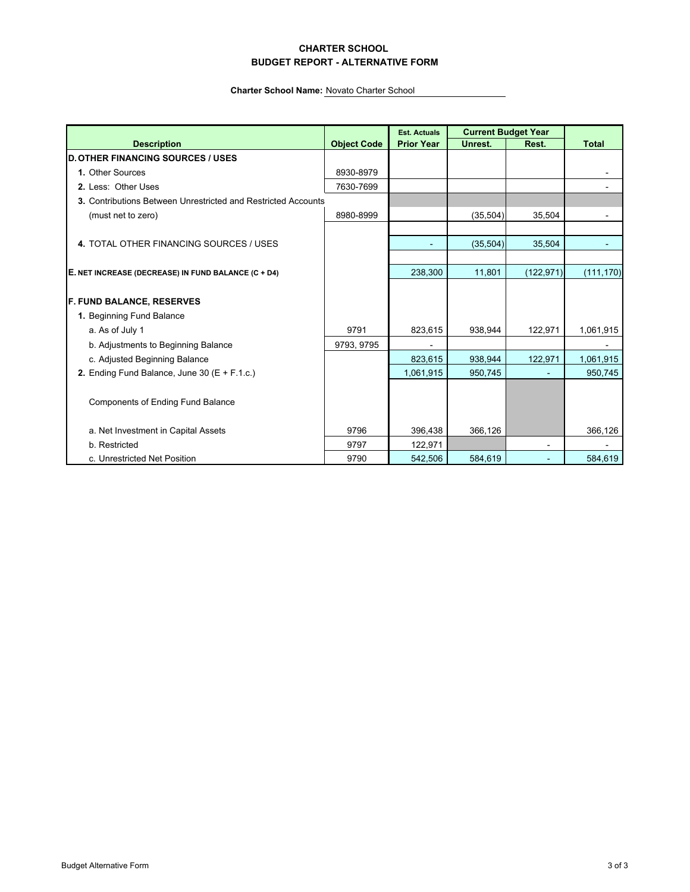**CHARTER SCHOOL**
**BUDGET REPORT - ALTERNATIVE FORM**

**Charter School Name:** Novato Charter School

| Description | Object Code | Est. Actuals Prior Year | Current Budget Year Unrest. | Current Budget Year Rest. | Total |
|---|---|---|---|---|---|
| **D. OTHER FINANCING SOURCES / USES** | | | | | |
| **1.** Other Sources | 8930-8979 | | | | - |
| **2.** Less: Other Uses | 7630-7699 | | | | - |
| **3.** Contributions Between Unrestricted and Restricted Accounts | | | | | |
| (must net to zero) | 8980-8999 | | (35,504) | 35,504 | - |
| **4.** TOTAL OTHER FINANCING SOURCES / USES | | - | (35,504) | 35,504 | - |
| **E. NET INCREASE (DECREASE) IN FUND BALANCE (C + D4)** | | 238,300 | 11,801 | (122,971) | (111,170) |
| **F. FUND BALANCE, RESERVES** | | | | | |
| **1.** Beginning Fund Balance | | | | | |
| a. As of July 1 | 9791 | 823,615 | 938,944 | 122,971 | 1,061,915 |
| b. Adjustments to Beginning Balance | 9793, 9795 | - | | | - |
| c. Adjusted Beginning Balance | | 823,615 | 938,944 | 122,971 | 1,061,915 |
| **2.** Ending Fund Balance, June 30 (E + F.1.c.) | | 1,061,915 | 950,745 | - | 950,745 |
| Components of Ending Fund Balance | | | | | |
| a. Net Investment in Capital Assets | 9796 | 396,438 | 366,126 | | 366,126 |
| b. Restricted | 9797 | 122,971 | | - | - |
| c. Unrestricted Net Position | 9790 | 542,506 | 584,619 | - | 584,619 |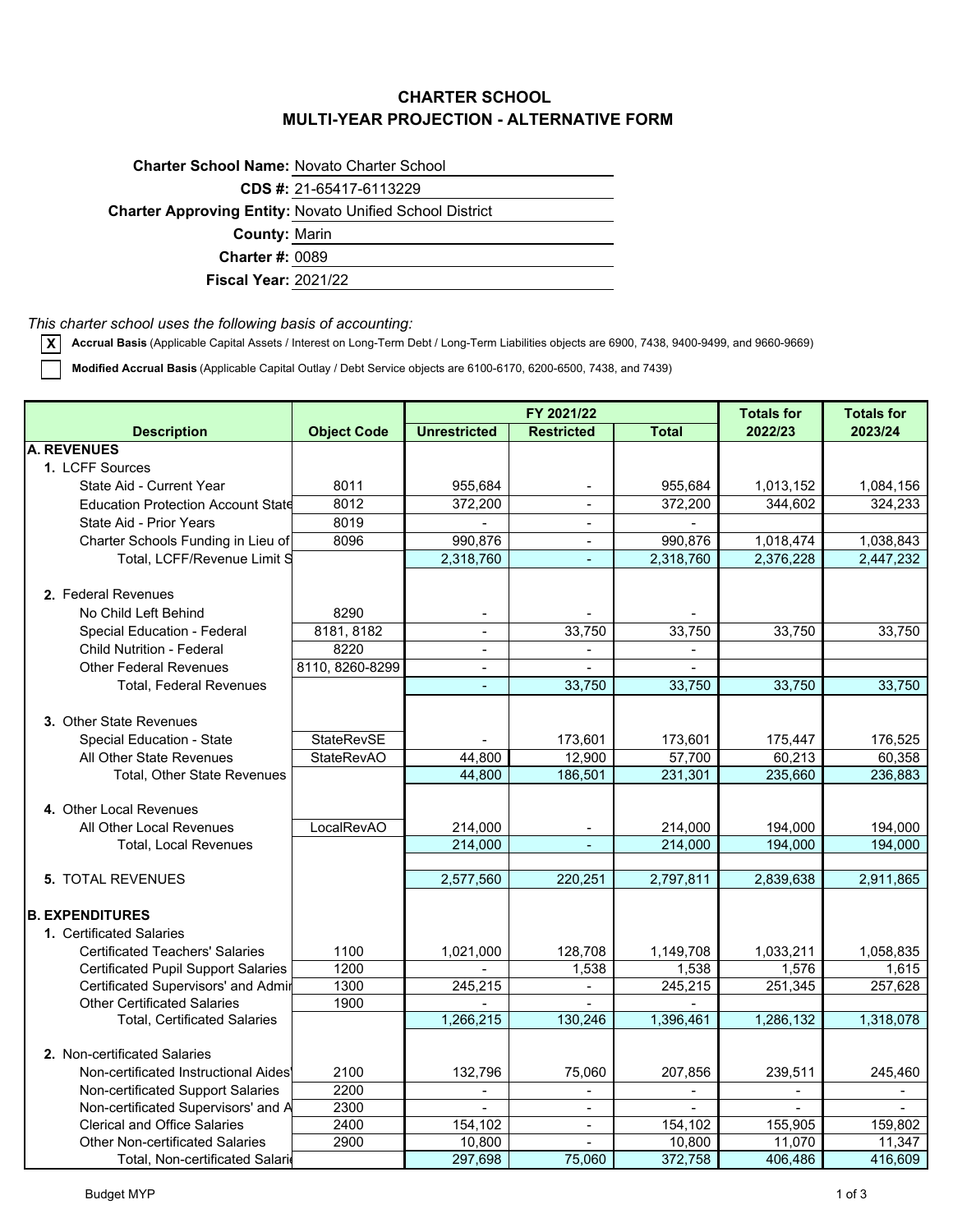# CHARTER SCHOOL
## MULTI-YEAR PROJECTION - ALTERNATIVE FORM

**Charter School Name:** Novato Charter School

**CDS #:** 21-65417-6113229

**Charter Approving Entity:** Novato Unified School District

**County:** Marin

**Charter #:** 0089

**Fiscal Year:** 2021/22

*This charter school uses the following basis of accounting:*

[X] **Accrual Basis** (Applicable Capital Assets / Interest on Long-Term Debt / Long-Term Liabilities objects are 6900, 7438, 9400-9499, and 9660-9669)

[ ] **Modified Accrual Basis** (Applicable Capital Outlay / Debt Service objects are 6100-6170, 6200-6500, 7438, and 7439)

| Description | Object Code | FY 2021/22 | | | Totals for | Totals for |
|---|---|---|---|---|---|---|
| | | Unrestricted | Restricted | Total | 2022/23 | 2023/24 |
| **A. REVENUES** | | | | | | |
| 1. LCFF Sources | | | | | | |
| State Aid - Current Year | 8011 | 955,684 | - | 955,684 | 1,013,152 | 1,084,156 |
| Education Protection Account State | 8012 | 372,200 | - | 372,200 | 344,602 | 324,233 |
| State Aid - Prior Years | 8019 | - | - | - | | |
| Charter Schools Funding in Lieu of | 8096 | 990,876 | - | 990,876 | 1,018,474 | 1,038,843 |
| Total, LCFF/Revenue Limit S | | 2,318,760 | - | 2,318,760 | 2,376,228 | 2,447,232 |
| 2. Federal Revenues | | | | | | |
| No Child Left Behind | 8290 | - | - | - | | |
| Special Education - Federal | 8181, 8182 | - | 33,750 | 33,750 | 33,750 | 33,750 |
| Child Nutrition - Federal | 8220 | - | - | - | | |
| Other Federal Revenues | 8110, 8260-8299 | - | - | - | | |
| Total, Federal Revenues | | - | 33,750 | 33,750 | 33,750 | 33,750 |
| 3. Other State Revenues | | | | | | |
| Special Education - State | StateRevSE | - | 173,601 | 173,601 | 175,447 | 176,525 |
| All Other State Revenues | StateRevAO | 44,800 | 12,900 | 57,700 | 60,213 | 60,358 |
| Total, Other State Revenues | | 44,800 | 186,501 | 231,301 | 235,660 | 236,883 |
| 4. Other Local Revenues | | | | | | |
| All Other Local Revenues | LocalRevAO | 214,000 | - | 214,000 | 194,000 | 194,000 |
| Total, Local Revenues | | 214,000 | - | 214,000 | 194,000 | 194,000 |
| 5. TOTAL REVENUES | | 2,577,560 | 220,251 | 2,797,811 | 2,839,638 | 2,911,865 |
| **B. EXPENDITURES** | | | | | | |
| 1. Certificated Salaries | | | | | | |
| Certificated Teachers' Salaries | 1100 | 1,021,000 | 128,708 | 1,149,708 | 1,033,211 | 1,058,835 |
| Certificated Pupil Support Salaries | 1200 | - | 1,538 | 1,538 | 1,576 | 1,615 |
| Certificated Supervisors' and Admir | 1300 | 245,215 | - | 245,215 | 251,345 | 257,628 |
| Other Certificated Salaries | 1900 | - | - | - | | |
| Total, Certificated Salaries | | 1,266,215 | 130,246 | 1,396,461 | 1,286,132 | 1,318,078 |
| 2. Non-certificated Salaries | | | | | | |
| Non-certificated Instructional Aides' | 2100 | 132,796 | 75,060 | 207,856 | 239,511 | 245,460 |
| Non-certificated Support Salaries | 2200 | - | - | - | - | - |
| Non-certificated Supervisors' and A | 2300 | - | - | - | - | - |
| Clerical and Office Salaries | 2400 | 154,102 | - | 154,102 | 155,905 | 159,802 |
| Other Non-certificated Salaries | 2900 | 10,800 | - | 10,800 | 11,070 | 11,347 |
| Total, Non-certificated Salari | | 297,698 | 75,060 | 372,758 | 406,486 | 416,609 |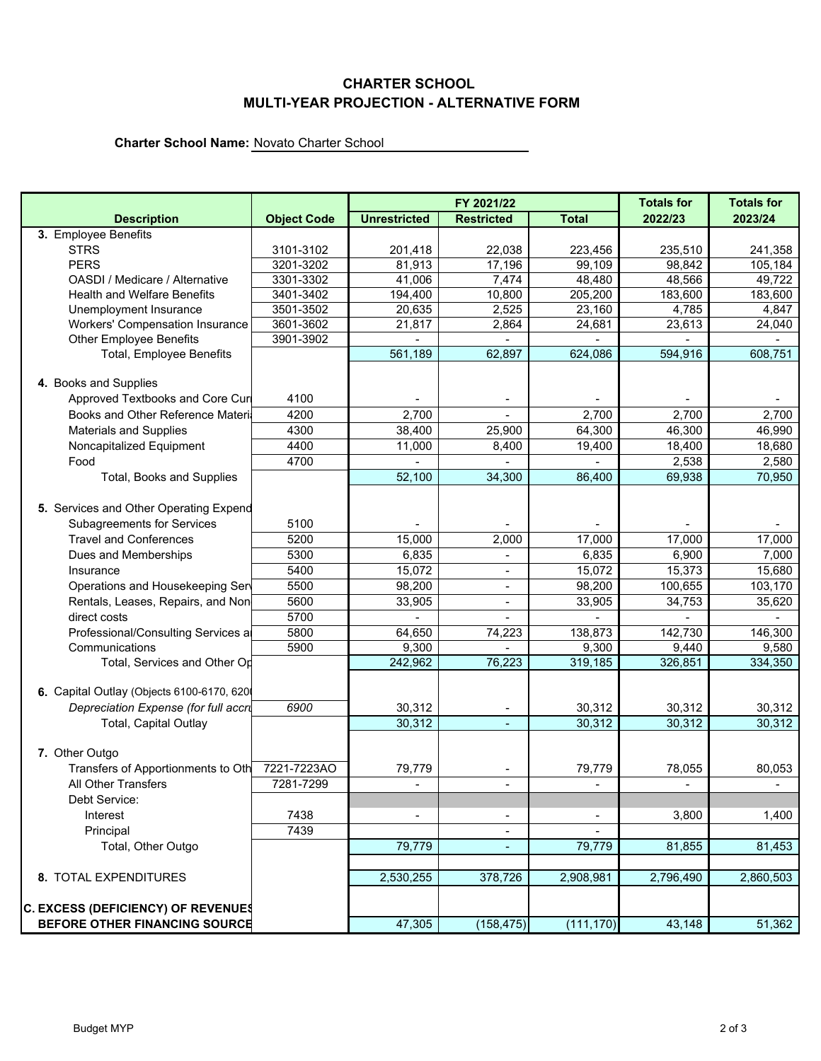# CHARTER SCHOOL
## MULTI-YEAR PROJECTION - ALTERNATIVE FORM

**Charter School Name:** Novato Charter School

| Description | Object Code | FY 2021/22 | | | Totals for | Totals for |
|---|---|---|---|---|---|---|
| | | Unrestricted | Restricted | Total | 2022/23 | 2023/24 |
| **3.** Employee Benefits | | | | | | |
| STRS | 3101-3102 | 201,418 | 22,038 | 223,456 | 235,510 | 241,358 |
| PERS | 3201-3202 | 81,913 | 17,196 | 99,109 | 98,842 | 105,184 |
| OASDI / Medicare / Alternative | 3301-3302 | 41,006 | 7,474 | 48,480 | 48,566 | 49,722 |
| Health and Welfare Benefits | 3401-3402 | 194,400 | 10,800 | 205,200 | 183,600 | 183,600 |
| Unemployment Insurance | 3501-3502 | 20,635 | 2,525 | 23,160 | 4,785 | 4,847 |
| Workers' Compensation Insurance | 3601-3602 | 21,817 | 2,864 | 24,681 | 23,613 | 24,040 |
| Other Employee Benefits | 3901-3902 | - | - | - | - | - |
| Total, Employee Benefits | | 561,189 | 62,897 | 624,086 | 594,916 | 608,751 |
| **4.** Books and Supplies | | | | | | |
| Approved Textbooks and Core Cur | 4100 | - | - | - | - | - |
| Books and Other Reference Materi | 4200 | 2,700 | - | 2,700 | 2,700 | 2,700 |
| Materials and Supplies | 4300 | 38,400 | 25,900 | 64,300 | 46,300 | 46,990 |
| Noncapitalized Equipment | 4400 | 11,000 | 8,400 | 19,400 | 18,400 | 18,680 |
| Food | 4700 | - | - | - | 2,538 | 2,580 |
| Total, Books and Supplies | | 52,100 | 34,300 | 86,400 | 69,938 | 70,950 |
| **5.** Services and Other Operating Expend | | | | | | |
| Subagreements for Services | 5100 | - | - | - | - | - |
| Travel and Conferences | 5200 | 15,000 | 2,000 | 17,000 | 17,000 | 17,000 |
| Dues and Memberships | 5300 | 6,835 | - | 6,835 | 6,900 | 7,000 |
| Insurance | 5400 | 15,072 | - | 15,072 | 15,373 | 15,680 |
| Operations and Housekeeping Serv | 5500 | 98,200 | - | 98,200 | 100,655 | 103,170 |
| Rentals, Leases, Repairs, and Non | 5600 | 33,905 | - | 33,905 | 34,753 | 35,620 |
| direct costs | 5700 | - | - | - | - | - |
| Professional/Consulting Services a | 5800 | 64,650 | 74,223 | 138,873 | 142,730 | 146,300 |
| Communications | 5900 | 9,300 | - | 9,300 | 9,440 | 9,580 |
| Total, Services and Other Op | | 242,962 | 76,223 | 319,185 | 326,851 | 334,350 |
| **6.** Capital Outlay (Objects 6100-6170, 620 | | | | | | |
| *Depreciation Expense (for full accru* | *6900* | 30,312 | - | 30,312 | 30,312 | 30,312 |
| Total, Capital Outlay | | 30,312 | - | 30,312 | 30,312 | 30,312 |
| **7.** Other Outgo | | | | | | |
| Transfers of Apportionments to Oth | 7221-7223AO | 79,779 | - | 79,779 | 78,055 | 80,053 |
| All Other Transfers | 7281-7299 | - | - | - | - | - |
| Debt Service: | | | | | | |
| Interest | 7438 | - | - | - | 3,800 | 1,400 |
| Principal | 7439 | | - | - | | |
| Total, Other Outgo | | 79,779 | - | 79,779 | 81,855 | 81,453 |
| **8.** TOTAL EXPENDITURES | | 2,530,255 | 378,726 | 2,908,981 | 2,796,490 | 2,860,503 |
| **C. EXCESS (DEFICIENCY) OF REVENUES BEFORE OTHER FINANCING SOURCE** | | 47,305 | (158,475) | (111,170) | 43,148 | 51,362 |

Budget MYP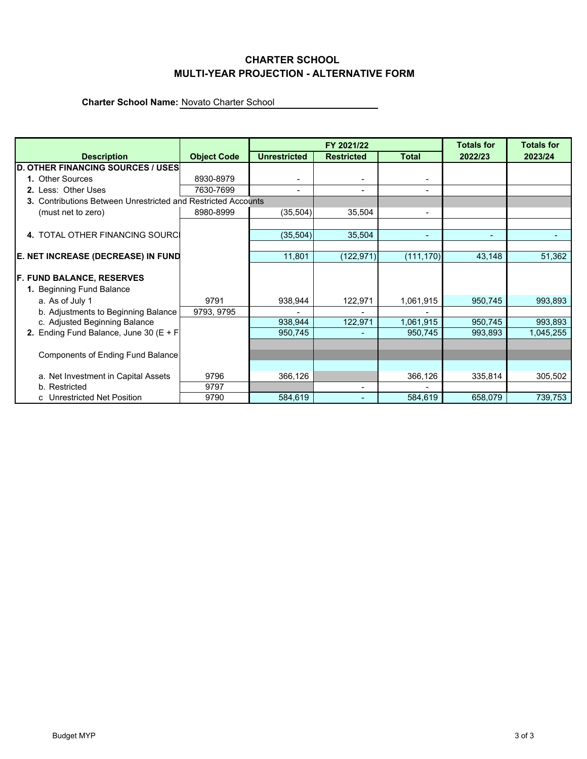**CHARTER SCHOOL**
**MULTI-YEAR PROJECTION - ALTERNATIVE FORM**

**Charter School Name:** Novato Charter School

| Description | Object Code | FY 2021/22 | | | Totals for | Totals for |
|---|---|---|---|---|---|---|
| | | Unrestricted | Restricted | Total | 2022/23 | 2023/24 |
| **D. OTHER FINANCING SOURCES / USES** | | | | | | |
| **1.** Other Sources | 8930-8979 | - | - | - | | |
| **2.** Less: Other Uses | 7630-7699 | - | - | - | | |
| **3.** Contributions Between Unrestricted and Restricted Accounts | | | | | | |
| (must net to zero) | 8980-8999 | (35,504) | 35,504 | - | | |
| **4.** TOTAL OTHER FINANCING SOURCES/USES | | (35,504) | 35,504 | - | - | - |
| **E. NET INCREASE (DECREASE) IN FUND BALANCE** | | 11,801 | (122,971) | (111,170) | 43,148 | 51,362 |
| **F. FUND BALANCE, RESERVES** | | | | | | |
| **1.** Beginning Fund Balance | | | | | | |
| a. As of July 1 | 9791 | 938,944 | 122,971 | 1,061,915 | 950,745 | 993,893 |
| b. Adjustments to Beginning Balance | 9793, 9795 | - | - | - | | |
| c. Adjusted Beginning Balance | | 938,944 | 122,971 | 1,061,915 | 950,745 | 993,893 |
| **2.** Ending Fund Balance, June 30 (E + F.1.c.) | | 950,745 | - | 950,745 | 993,893 | 1,045,255 |
| Components of Ending Fund Balance | | | | | | |
| a. Net Investment in Capital Assets | 9796 | 366,126 | | 366,126 | 335,814 | 305,502 |
| b. Restricted | 9797 | | - | - | | |
| c Unrestricted Net Position | 9790 | 584,619 | - | 584,619 | 658,079 | 739,753 |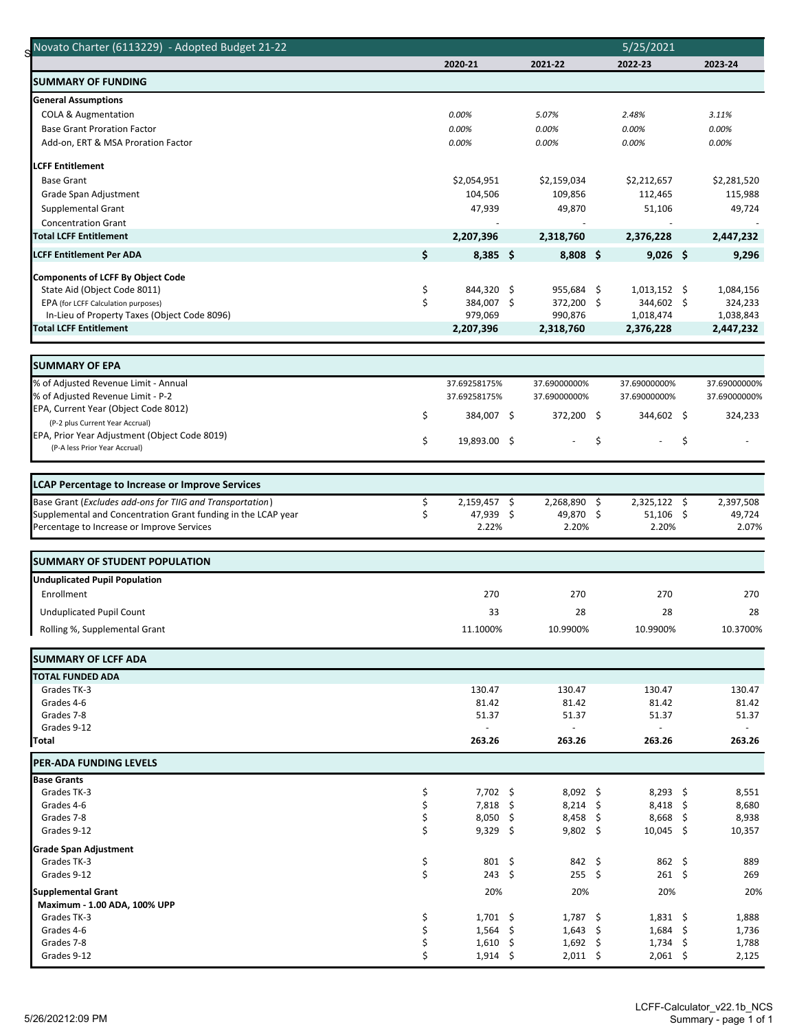## Novato Charter (6113229) - Adopted Budget 21-22

5/25/2021

| | | 2020-21 | 2021-22 | 2022-23 | 2023-24 |
|---|---|---|---|---|---|
| **SUMMARY OF FUNDING** | | | | | |
| **General Assumptions** | | | | | |
| COLA & Augmentation | | *0.00%* | *5.07%* | *2.48%* | *3.11%* |
| Base Grant Proration Factor | | *0.00%* | *0.00%* | *0.00%* | *0.00%* |
| Add-on, ERT & MSA Proration Factor | | *0.00%* | *0.00%* | *0.00%* | *0.00%* |
| **LCFF Entitlement** | | | | | |
| Base Grant | | $2,054,951 | $2,159,034 | $2,212,657 | $2,281,520 |
| Grade Span Adjustment | | 104,506 | 109,856 | 112,465 | 115,988 |
| Supplemental Grant | | 47,939 | 49,870 | 51,106 | 49,724 |
| Concentration Grant | | - | - | - | - |
| **Total LCFF Entitlement** | | **2,207,396** | **2,318,760** | **2,376,228** | **2,447,232** |
| **LCFF Entitlement Per ADA** | $ | **8,385** | **$ 8,808** | **$ 9,026** | **$ 9,296** |
| **Components of LCFF By Object Code** | | | | | |
| State Aid (Object Code 8011) | $ | 844,320 | $ 955,684 | $ 1,013,152 | $ 1,084,156 |
| EPA (for LCFF Calculation purposes) | $ | 384,007 | $ 372,200 | $ 344,602 | $ 324,233 |
| In-Lieu of Property Taxes (Object Code 8096) | | 979,069 | 990,876 | 1,018,474 | 1,038,843 |
| **Total LCFF Entitlement** | | **2,207,396** | **2,318,760** | **2,376,228** | **2,447,232** |

| | | 2020-21 | 2021-22 | 2022-23 | 2023-24 |
|---|---|---|---|---|---|
| **SUMMARY OF EPA** | | | | | |
| % of Adjusted Revenue Limit - Annual | | 37.69258175% | 37.69000000% | 37.69000000% | 37.69000000% |
| % of Adjusted Revenue Limit - P-2 | | 37.69258175% | 37.69000000% | 37.69000000% | 37.69000000% |
| EPA, Current Year (Object Code 8012) (P-2 plus Current Year Accrual) | $ | 384,007 | $ 372,200 | $ 344,602 | $ 324,233 |
| EPA, Prior Year Adjustment (Object Code 8019) (P-A less Prior Year Accrual) | $ | 19,893.00 | $ - | $ - | $ - |

| | | 2020-21 | 2021-22 | 2022-23 | 2023-24 |
|---|---|---|---|---|---|
| **LCAP Percentage to Increase or Improve Services** | | | | | |
| Base Grant (*Excludes add-ons for TIIG and Transportation*) | $ | 2,159,457 | $ 2,268,890 | $ 2,325,122 | $ 2,397,508 |
| Supplemental and Concentration Grant funding in the LCAP year | $ | 47,939 | $ 49,870 | $ 51,106 | $ 49,724 |
| Percentage to Increase or Improve Services | | 2.22% | 2.20% | 2.20% | 2.07% |

| | 2020-21 | 2021-22 | 2022-23 | 2023-24 |
|---|---|---|---|---|
| **SUMMARY OF STUDENT POPULATION** | | | | |
| **Unduplicated Pupil Population** | | | | |
| Enrollment | 270 | 270 | 270 | 270 |
| Unduplicated Pupil Count | 33 | 28 | 28 | 28 |
| Rolling %, Supplemental Grant | 11.1000% | 10.9900% | 10.9900% | 10.3700% |

| | 2020-21 | 2021-22 | 2022-23 | 2023-24 |
|---|---|---|---|---|
| **SUMMARY OF LCFF ADA** | | | | |
| **TOTAL FUNDED ADA** | | | | |
| Grades TK-3 | 130.47 | 130.47 | 130.47 | 130.47 |
| Grades 4-6 | 81.42 | 81.42 | 81.42 | 81.42 |
| Grades 7-8 | 51.37 | 51.37 | 51.37 | 51.37 |
| Grades 9-12 | - | - | - | - |
| **Total** | **263.26** | **263.26** | **263.26** | **263.26** |

| | | 2020-21 | 2021-22 | 2022-23 | 2023-24 |
|---|---|---|---|---|---|
| **PER-ADA FUNDING LEVELS** | | | | | |
| **Base Grants** | | | | | |
| Grades TK-3 | $ | 7,702 | $ 8,092 | $ 8,293 | $ 8,551 |
| Grades 4-6 | $ | 7,818 | $ 8,214 | $ 8,418 | $ 8,680 |
| Grades 7-8 | $ | 8,050 | $ 8,458 | $ 8,668 | $ 8,938 |
| Grades 9-12 | $ | 9,329 | $ 9,802 | $ 10,045 | $ 10,357 |
| **Grade Span Adjustment** | | | | | |
| Grades TK-3 | $ | 801 | $ 842 | $ 862 | $ 889 |
| Grades 9-12 | $ | 243 | $ 255 | $ 261 | $ 269 |
| **Supplemental Grant** | | 20% | 20% | 20% | 20% |
| **Maximum - 1.00 ADA, 100% UPP** | | | | | |
| Grades TK-3 | $ | 1,701 | $ 1,787 | $ 1,831 | $ 1,888 |
| Grades 4-6 | $ | 1,564 | $ 1,643 | $ 1,684 | $ 1,736 |
| Grades 7-8 | $ | 1,610 | $ 1,692 | $ 1,734 | $ 1,788 |
| Grades 9-12 | $ | 1,914 | $ 2,011 | $ 2,061 | $ 2,125 |

5/26/20212:09 PM

LCFF-Calculator_v22.1b_NCS
Summary - page 1 of 1